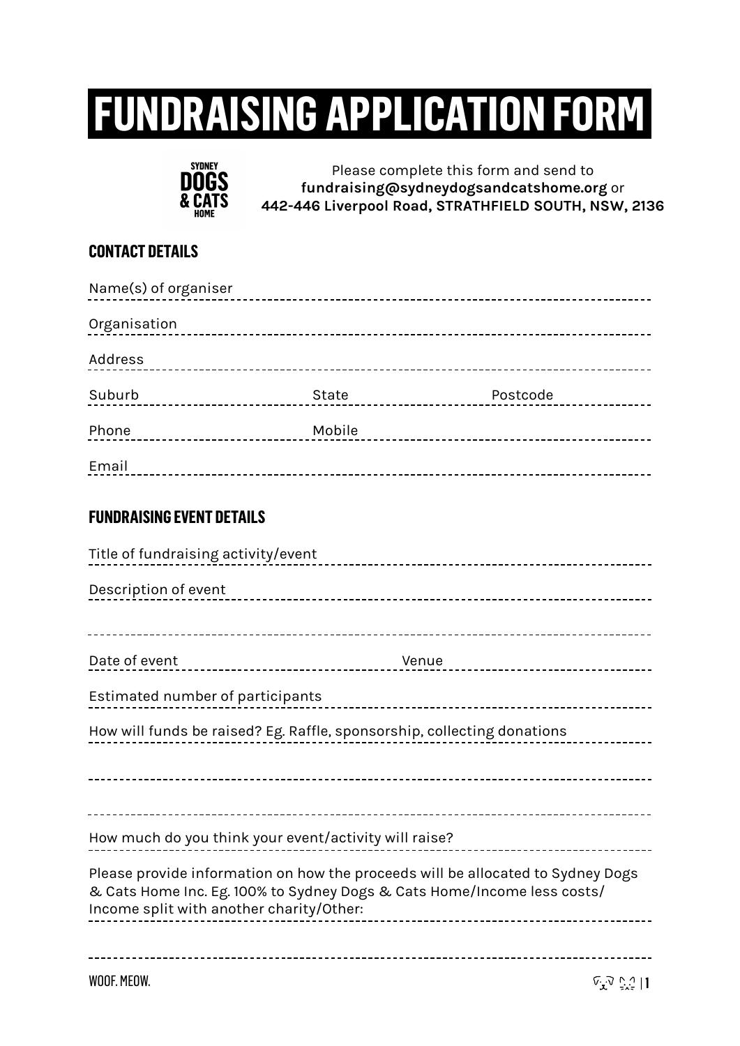# FUNDRAISING APPLICATION FORM

Please complete this form and send to **fundraising@sydneydogsandcatshome.org** or **442-446 Liverpool Road, STRATHFIELD SOUTH, NSW, 2136**

## CONTACT DETAILS

Name(s) of organiser

Organisation

Address

Suburb State Postcode

Phone Mobile

Email

## FUNDRAISING EVENT DETAILS

Title of fundraising activity/event

Description of event

Date of event Venue

Estimated number of participants

How will funds be raised? Eg. Raffle, sponsorship, collecting donations

How much do you think your event/activity will raise?

Please provide information on how the proceeds will be allocated to Sydney Dogs & Cats Home Inc. Eg. 100% to Sydney Dogs & Cats Home/Income less costs/ Income split with another charity/Other:

WOOF. MEOW.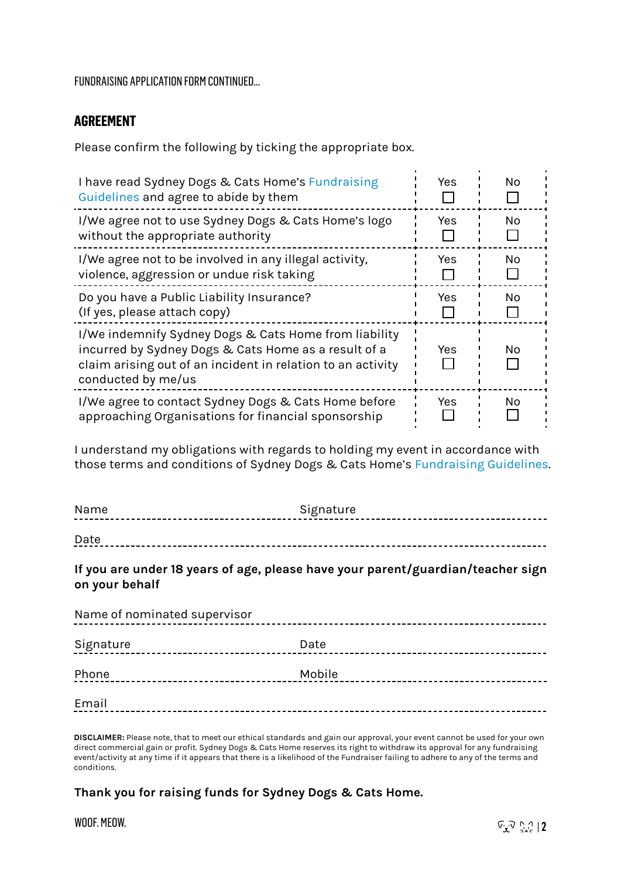FUNDRAISING APPLICATION FORM CONTINUED...

## AGREEMENT

Please confirm the following by ticking the appropriate box.

| | | |
|---|---|---|
| I have read Sydney Dogs & Cats Home's Fundraising Guidelines and agree to abide by them | Yes ☐ | No ☐ |
| I/We agree not to use Sydney Dogs & Cats Home's logo without the appropriate authority | Yes ☐ | No ☐ |
| I/We agree not to be involved in any illegal activity, violence, aggression or undue risk taking | Yes ☐ | No ☐ |
| Do you have a Public Liability Insurance? (If yes, please attach copy) | Yes ☐ | No ☐ |
| I/We indemnify Sydney Dogs & Cats Home from liability incurred by Sydney Dogs & Cats Home as a result of a claim arising out of an incident in relation to an activity conducted by me/us | Yes ☐ | No ☐ |
| I/We agree to contact Sydney Dogs & Cats Home before approaching Organisations for financial sponsorship | Yes ☐ | No ☐ |

I understand my obligations with regards to holding my event in accordance with those terms and conditions of Sydney Dogs & Cats Home's Fundraising Guidelines.

Name ____________________ Signature ____________________

Date ____________________

**If you are under 18 years of age, please have your parent/guardian/teacher sign on your behalf**

Name of nominated supervisor ____________________

Signature ____________________ Date ____________________

Phone ____________________ Mobile ____________________

Email ____________________

**DISCLAIMER:** Please note, that to meet our ethical standards and gain our approval, your event cannot be used for your own direct commercial gain or profit. Sydney Dogs & Cats Home reserves its right to withdraw its approval for any fundraising event/activity at any time if it appears that there is a likelihood of the Fundraiser failing to adhere to any of the terms and conditions.

**Thank you for raising funds for Sydney Dogs & Cats Home.**

WOOF. MEOW.